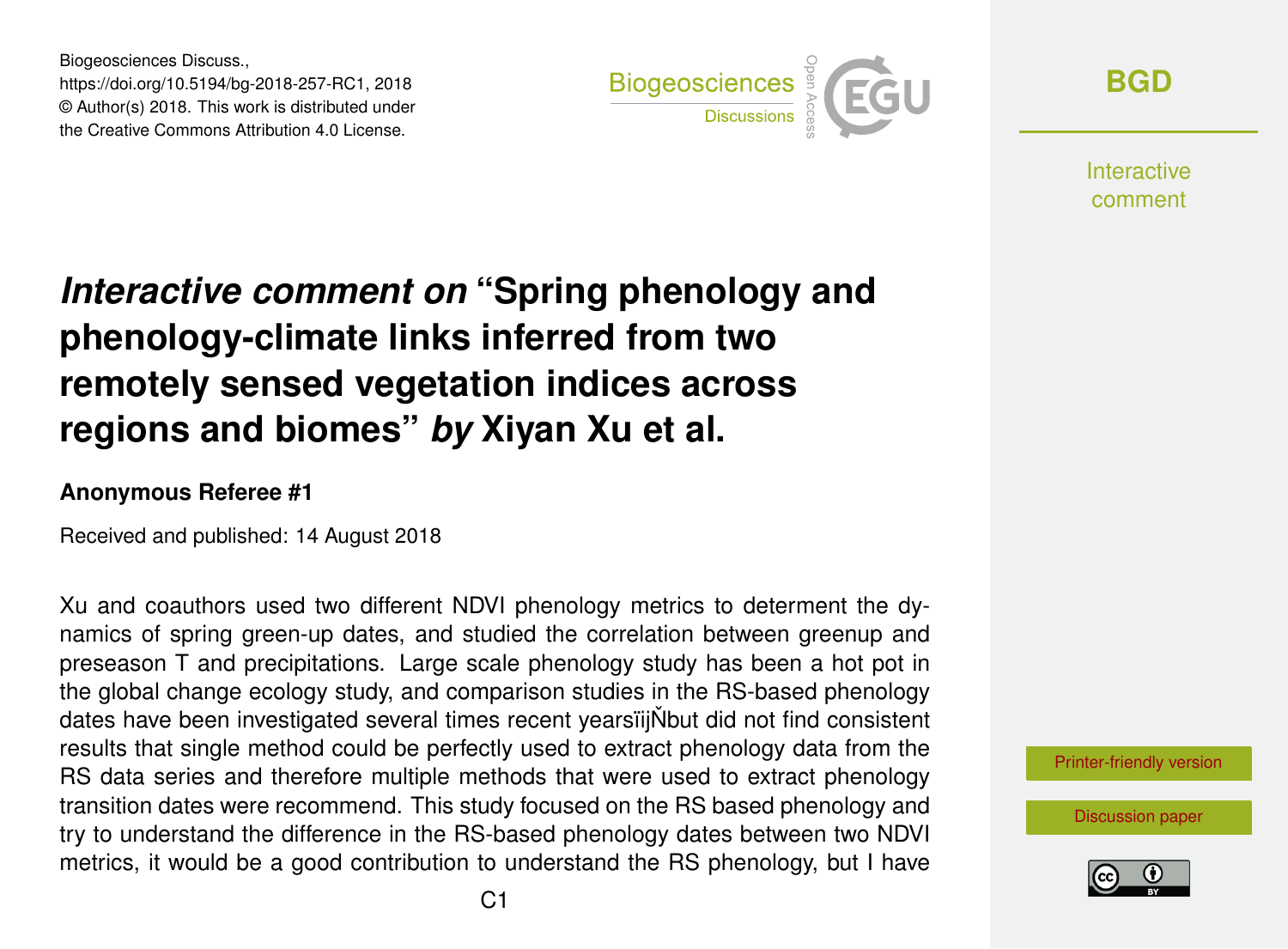Biogeosciences Discuss.,
https://doi.org/10.5194/bg-2018-257-RC1, 2018
© Author(s) 2018. This work is distributed under
the Creative Commons Attribution 4.0 License.

# *Interactive comment on* "Spring phenology and phenology-climate links inferred from two remotely sensed vegetation indices across regions and biomes" *by* Xiyan Xu et al.

### Anonymous Referee #1

Received and published: 14 August 2018

Xu and coauthors used two different NDVI phenology metrics to determent the dynamics of spring green-up dates, and studied the correlation between greenup and preseason T and precipitations. Large scale phenology study has been a hot pot in the global change ecology study, and comparison studies in the RS-based phenology dates have been investigated several times recent yearsïijŇbut did not find consistent results that single method could be perfectly used to extract phenology data from the RS data series and therefore multiple methods that were used to extract phenology transition dates were recommend. This study focused on the RS based phenology and try to understand the difference in the RS-based phenology dates between two NDVI metrics, it would be a good contribution to understand the RS phenology, but I have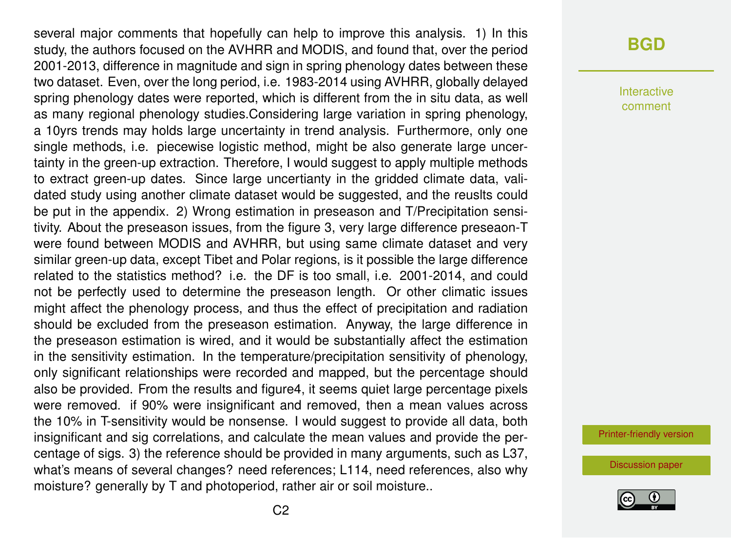several major comments that hopefully can help to improve this analysis. 1) In this study, the authors focused on the AVHRR and MODIS, and found that, over the period 2001-2013, difference in magnitude and sign in spring phenology dates between these two dataset. Even, over the long period, i.e. 1983-2014 using AVHRR, globally delayed spring phenology dates were reported, which is different from the in situ data, as well as many regional phenology studies.Considering large variation in spring phenology, a 10yrs trends may holds large uncertainty in trend analysis. Furthermore, only one single methods, i.e. piecewise logistic method, might be also generate large uncertainty in the green-up extraction. Therefore, I would suggest to apply multiple methods to extract green-up dates. Since large uncertianty in the gridded climate data, validated study using another climate dataset would be suggested, and the reuslts could be put in the appendix. 2) Wrong estimation in preseason and T/Precipitation sensitivity. About the preseason issues, from the figure 3, very large difference preseaon-T were found between MODIS and AVHRR, but using same climate dataset and very similar green-up data, except Tibet and Polar regions, is it possible the large difference related to the statistics method? i.e. the DF is too small, i.e. 2001-2014, and could not be perfectly used to determine the preseason length. Or other climatic issues might affect the phenology process, and thus the effect of precipitation and radiation should be excluded from the preseason estimation. Anyway, the large difference in the preseason estimation is wired, and it would be substantially affect the estimation in the sensitivity estimation. In the temperature/precipitation sensitivity of phenology, only significant relationships were recorded and mapped, but the percentage should also be provided. From the results and figure4, it seems quiet large percentage pixels were removed. if 90% were insignificant and removed, then a mean values across the 10% in T-sensitivity would be nonsense. I would suggest to provide all data, both insignificant and sig correlations, and calculate the mean values and provide the percentage of sigs. 3) the reference should be provided in many arguments, such as L37, what's means of several changes? need references; L114, need references, also why moisture? generally by T and photoperiod, rather air or soil moisture..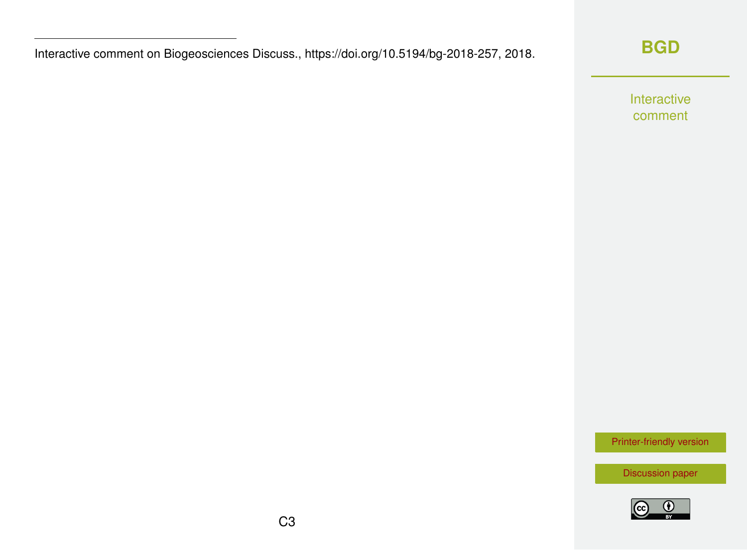Interactive comment on Biogeosciences Discuss., https://doi.org/10.5194/bg-2018-257, 2018.